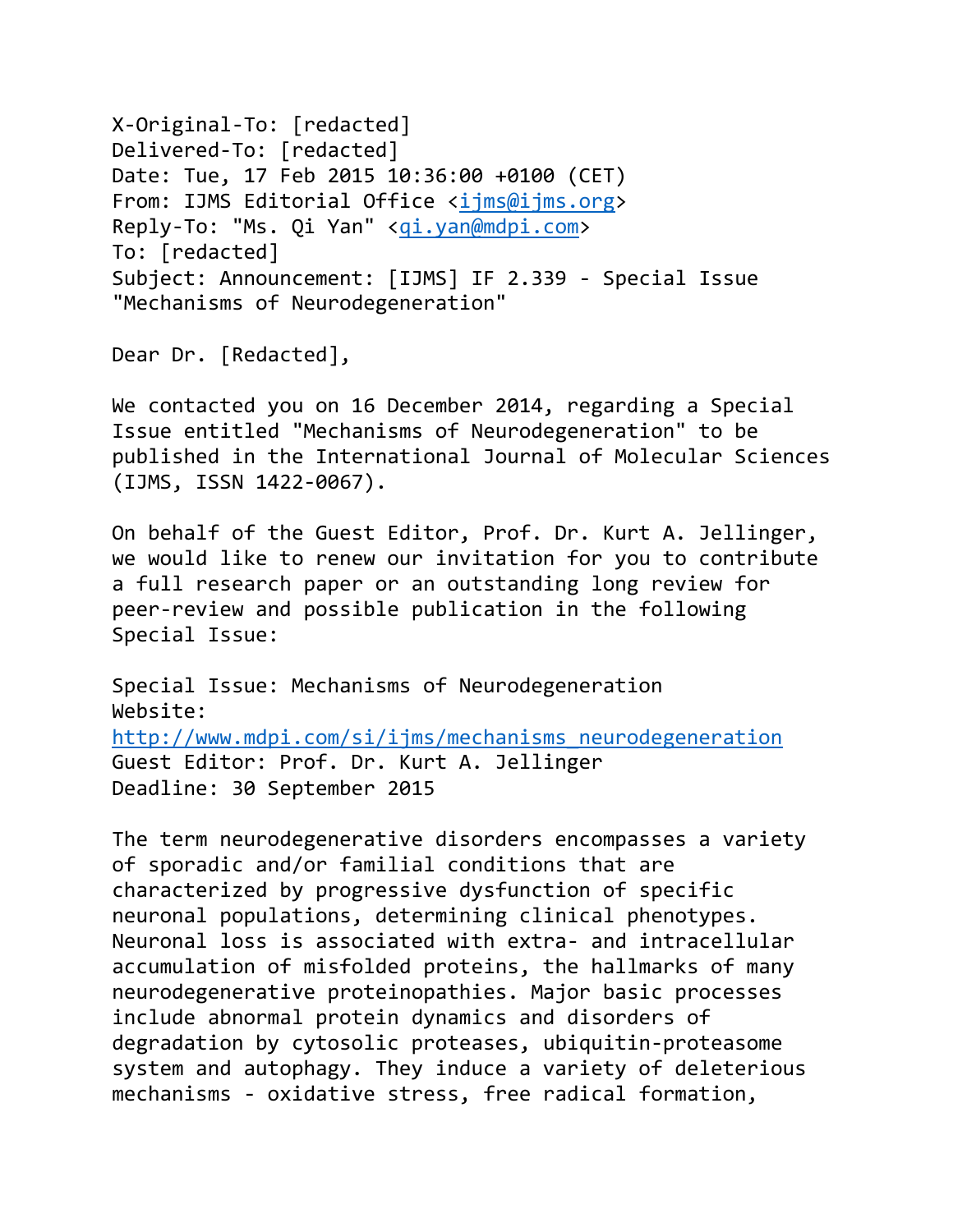X-Original-To: [redacted]
Delivered-To: [redacted]
Date: Tue, 17 Feb 2015 10:36:00 +0100 (CET)
From: IJMS Editorial Office <ijms@ijms.org>
Reply-To: "Ms. Qi Yan" <qi.yan@mdpi.com>
To: [redacted]
Subject: Announcement: [IJMS] IF 2.339 - Special Issue "Mechanisms of Neurodegeneration"

Dear Dr. [Redacted],

We contacted you on 16 December 2014, regarding a Special Issue entitled "Mechanisms of Neurodegeneration" to be published in the International Journal of Molecular Sciences (IJMS, ISSN 1422-0067).

On behalf of the Guest Editor, Prof. Dr. Kurt A. Jellinger, we would like to renew our invitation for you to contribute a full research paper or an outstanding long review for peer-review and possible publication in the following Special Issue:

Special Issue: Mechanisms of Neurodegeneration
Website: http://www.mdpi.com/si/ijms/mechanisms_neurodegeneration
Guest Editor: Prof. Dr. Kurt A. Jellinger
Deadline: 30 September 2015

The term neurodegenerative disorders encompasses a variety of sporadic and/or familial conditions that are characterized by progressive dysfunction of specific neuronal populations, determining clinical phenotypes. Neuronal loss is associated with extra- and intracellular accumulation of misfolded proteins, the hallmarks of many neurodegenerative proteinopathies. Major basic processes include abnormal protein dynamics and disorders of degradation by cytosolic proteases, ubiquitin-proteasome system and autophagy. They induce a variety of deleterious mechanisms - oxidative stress, free radical formation,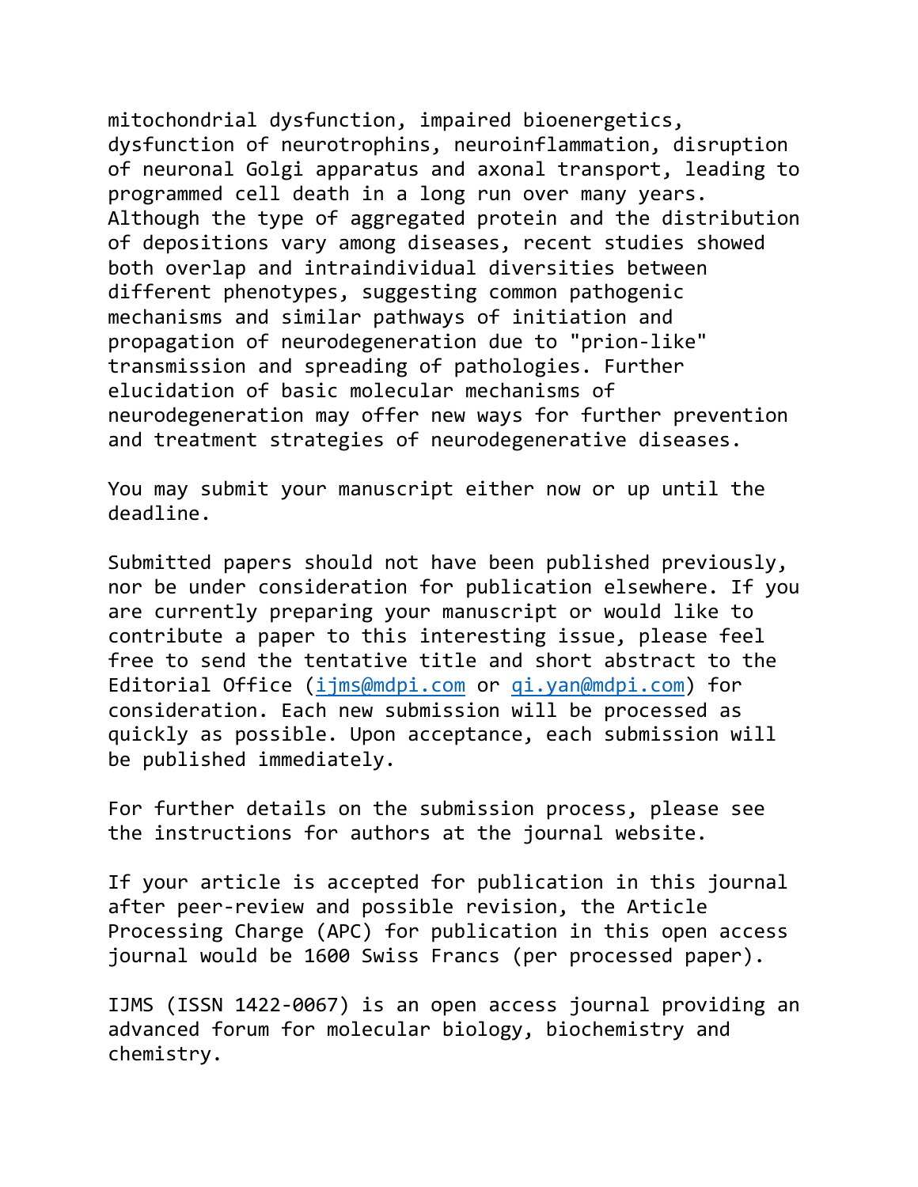mitochondrial dysfunction, impaired bioenergetics, dysfunction of neurotrophins, neuroinflammation, disruption of neuronal Golgi apparatus and axonal transport, leading to programmed cell death in a long run over many years. Although the type of aggregated protein and the distribution of depositions vary among diseases, recent studies showed both overlap and intraindividual diversities between different phenotypes, suggesting common pathogenic mechanisms and similar pathways of initiation and propagation of neurodegeneration due to "prion-like" transmission and spreading of pathologies. Further elucidation of basic molecular mechanisms of neurodegeneration may offer new ways for further prevention and treatment strategies of neurodegenerative diseases.

You may submit your manuscript either now or up until the deadline.

Submitted papers should not have been published previously, nor be under consideration for publication elsewhere. If you are currently preparing your manuscript or would like to contribute a paper to this interesting issue, please feel free to send the tentative title and short abstract to the Editorial Office (ijms@mdpi.com or qi.yan@mdpi.com) for consideration. Each new submission will be processed as quickly as possible. Upon acceptance, each submission will be published immediately.

For further details on the submission process, please see the instructions for authors at the journal website.

If your article is accepted for publication in this journal after peer-review and possible revision, the Article Processing Charge (APC) for publication in this open access journal would be 1600 Swiss Francs (per processed paper).

IJMS (ISSN 1422-0067) is an open access journal providing an advanced forum for molecular biology, biochemistry and chemistry.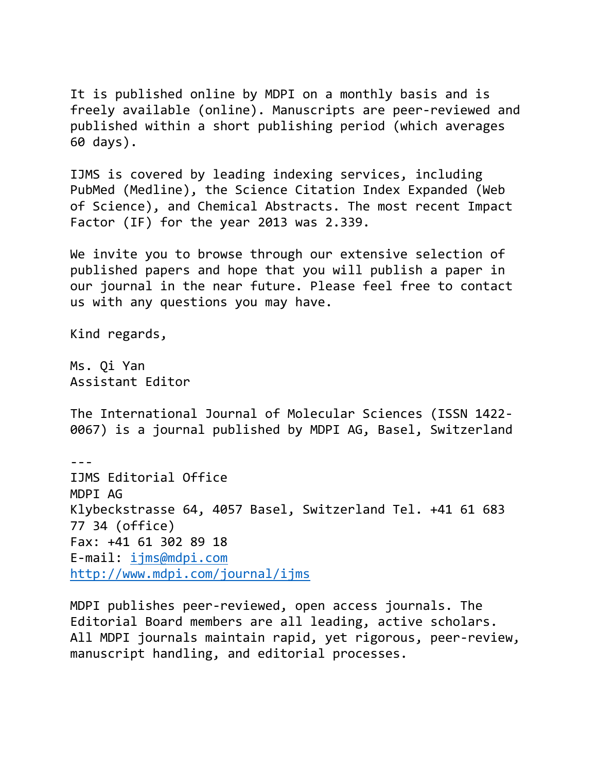It is published online by MDPI on a monthly basis and is freely available (online). Manuscripts are peer-reviewed and published within a short publishing period (which averages 60 days).

IJMS is covered by leading indexing services, including PubMed (Medline), the Science Citation Index Expanded (Web of Science), and Chemical Abstracts. The most recent Impact Factor (IF) for the year 2013 was 2.339.

We invite you to browse through our extensive selection of published papers and hope that you will publish a paper in our journal in the near future. Please feel free to contact us with any questions you may have.

Kind regards,

Ms. Qi Yan
Assistant Editor

The International Journal of Molecular Sciences (ISSN 1422-0067) is a journal published by MDPI AG, Basel, Switzerland

---
IJMS Editorial Office
MDPI AG
Klybeckstrasse 64, 4057 Basel, Switzerland Tel. +41 61 683 77 34 (office)
Fax: +41 61 302 89 18
E-mail: ijms@mdpi.com
http://www.mdpi.com/journal/ijms

MDPI publishes peer-reviewed, open access journals. The Editorial Board members are all leading, active scholars. All MDPI journals maintain rapid, yet rigorous, peer-review, manuscript handling, and editorial processes.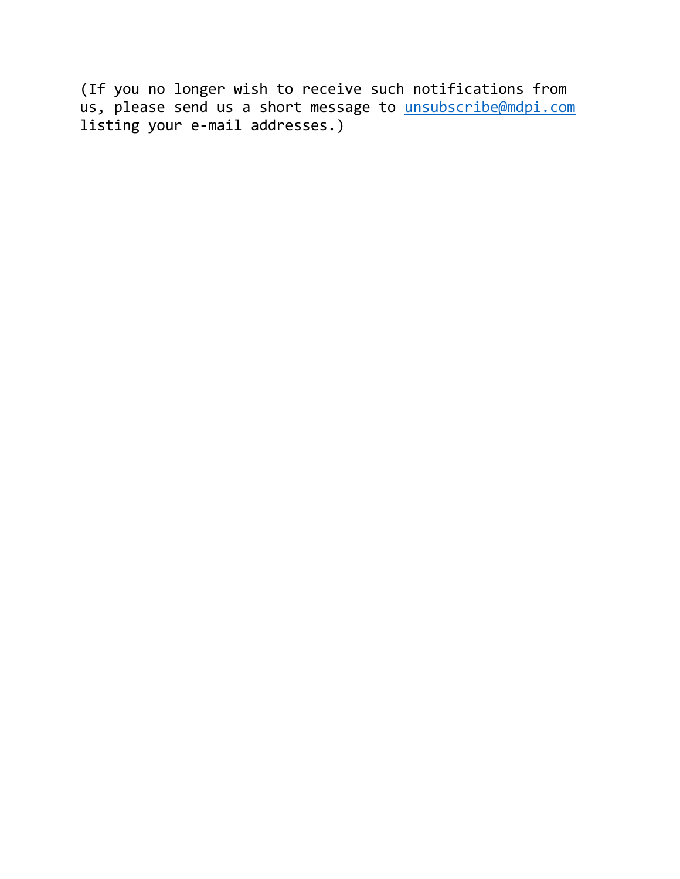(If you no longer wish to receive such notifications from us, please send us a short message to unsubscribe@mdpi.com listing your e-mail addresses.)